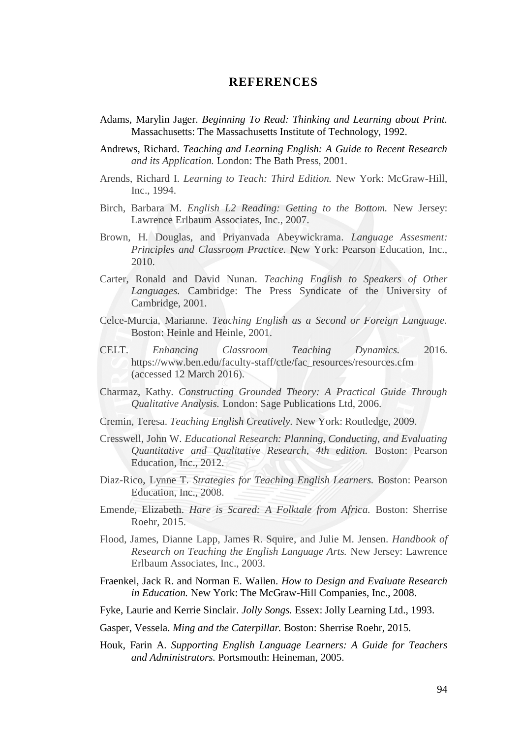# REFERENCES

Adams, Marylin Jager. *Beginning To Read: Thinking and Learning about Print.* Massachusetts: The Massachusetts Institute of Technology, 1992.

Andrews, Richard. *Teaching and Learning English: A Guide to Recent Research and its Application.* London: The Bath Press, 2001.

Arends, Richard I. *Learning to Teach: Third Edition.* New York: McGraw-Hill, Inc., 1994.

Birch, Barbara M. *English L2 Reading: Getting to the Bottom.* New Jersey: Lawrence Erlbaum Associates, Inc., 2007.

Brown, H. Douglas, and Priyanvada Abeywickrama. *Language Assesment: Principles and Classroom Practice.* New York: Pearson Education, Inc., 2010.

Carter, Ronald and David Nunan. *Teaching English to Speakers of Other Languages.* Cambridge: The Press Syndicate of the University of Cambridge, 2001.

Celce-Murcia, Marianne. *Teaching English as a Second or Foreign Language.* Boston: Heinle and Heinle, 2001.

CELT. *Enhancing Classroom Teaching Dynamics.* 2016. https://www.ben.edu/faculty-staff/ctle/fac_resources/resources.cfm (accessed 12 March 2016).

Charmaz, Kathy. *Constructing Grounded Theory: A Practical Guide Through Qualitative Analysis.* London: Sage Publications Ltd, 2006.

Cremin, Teresa. *Teaching English Creatively*. New York: Routledge, 2009.

Cresswell, John W. *Educational Research: Planning, Conducting, and Evaluating Quantitative and Qualitative Research, 4th edition.* Boston: Pearson Education, Inc., 2012.

Diaz-Rico, Lynne T. *Strategies for Teaching English Learners.* Boston: Pearson Education, Inc., 2008.

Emende, Elizabeth. *Hare is Scared: A Folktale from Africa.* Boston: Sherrise Roehr, 2015.

Flood, James, Dianne Lapp, James R. Squire, and Julie M. Jensen. *Handbook of Research on Teaching the English Language Arts.* New Jersey: Lawrence Erlbaum Associates, Inc., 2003.

Fraenkel, Jack R. and Norman E. Wallen. *How to Design and Evaluate Research in Education.* New York: The McGraw-Hill Companies, Inc., 2008.

Fyke, Laurie and Kerrie Sinclair. *Jolly Songs.* Essex: Jolly Learning Ltd., 1993.

Gasper, Vessela. *Ming and the Caterpillar.* Boston: Sherrise Roehr, 2015.

Houk, Farin A. *Supporting English Language Learners: A Guide for Teachers and Administrators.* Portsmouth: Heineman, 2005.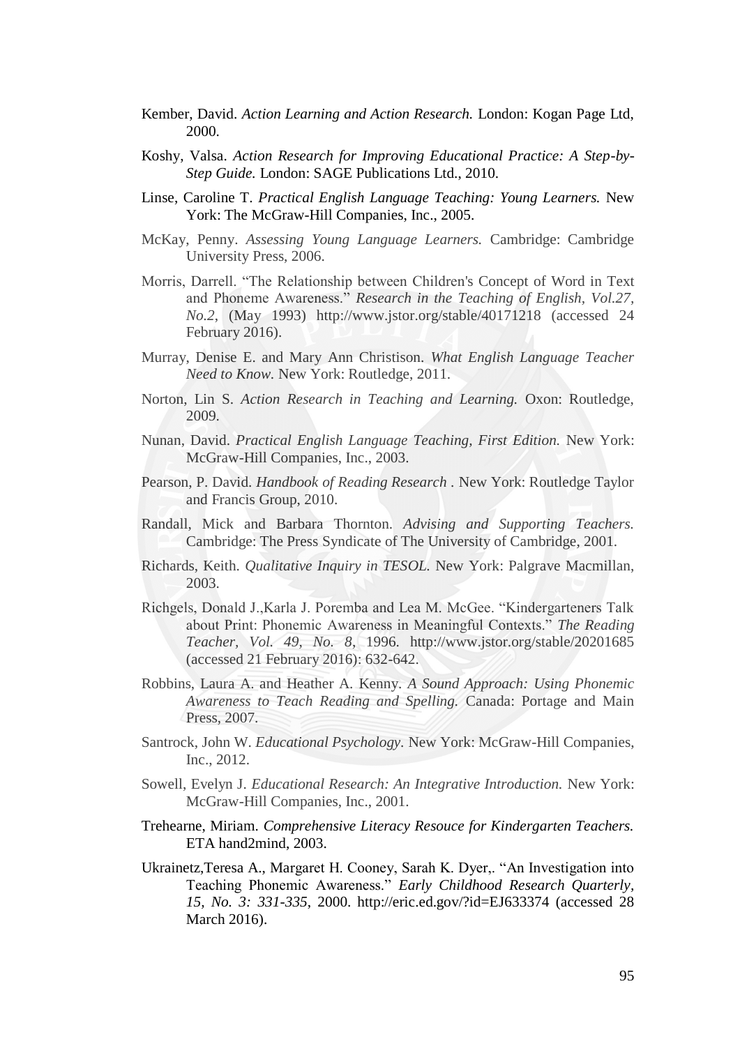Kember, David. *Action Learning and Action Research.* London: Kogan Page Ltd, 2000.

Koshy, Valsa. *Action Research for Improving Educational Practice: A Step-by-Step Guide.* London: SAGE Publications Ltd., 2010.

Linse, Caroline T. *Practical English Language Teaching: Young Learners.* New York: The McGraw-Hill Companies, Inc., 2005.

McKay, Penny. *Assessing Young Language Learners.* Cambridge: Cambridge University Press, 2006.

Morris, Darrell. "The Relationship between Children's Concept of Word in Text and Phoneme Awareness." *Research in the Teaching of English, Vol.27, No.2*, (May 1993) http://www.jstor.org/stable/40171218 (accessed 24 February 2016).

Murray, Denise E. and Mary Ann Christison. *What English Language Teacher Need to Know.* New York: Routledge, 2011.

Norton, Lin S. *Action Research in Teaching and Learning.* Oxon: Routledge, 2009.

Nunan, David. *Practical English Language Teaching, First Edition.* New York: McGraw-Hill Companies, Inc., 2003.

Pearson, P. David. *Handbook of Reading Research* . New York: Routledge Taylor and Francis Group, 2010.

Randall, Mick and Barbara Thornton. *Advising and Supporting Teachers.* Cambridge: The Press Syndicate of The University of Cambridge, 2001.

Richards, Keith. *Qualitative Inquiry in TESOL.* New York: Palgrave Macmillan, 2003.

Richgels, Donald J.,Karla J. Poremba and Lea M. McGee. "Kindergarteners Talk about Print: Phonemic Awareness in Meaningful Contexts." *The Reading Teacher, Vol. 49, No. 8*, 1996. http://www.jstor.org/stable/20201685 (accessed 21 February 2016): 632-642.

Robbins, Laura A. and Heather A. Kenny. *A Sound Approach: Using Phonemic Awareness to Teach Reading and Spelling.* Canada: Portage and Main Press, 2007.

Santrock, John W. *Educational Psychology.* New York: McGraw-Hill Companies, Inc., 2012.

Sowell, Evelyn J. *Educational Research: An Integrative Introduction.* New York: McGraw-Hill Companies, Inc., 2001.

Trehearne, Miriam. *Comprehensive Literacy Resouce for Kindergarten Teachers.* ETA hand2mind, 2003.

Ukrainetz,Teresa A., Margaret H. Cooney, Sarah K. Dyer,. "An Investigation into Teaching Phonemic Awareness." *Early Childhood Research Quarterly, 15, No. 3: 331-335*, 2000. http://eric.ed.gov/?id=EJ633374 (accessed 28 March 2016).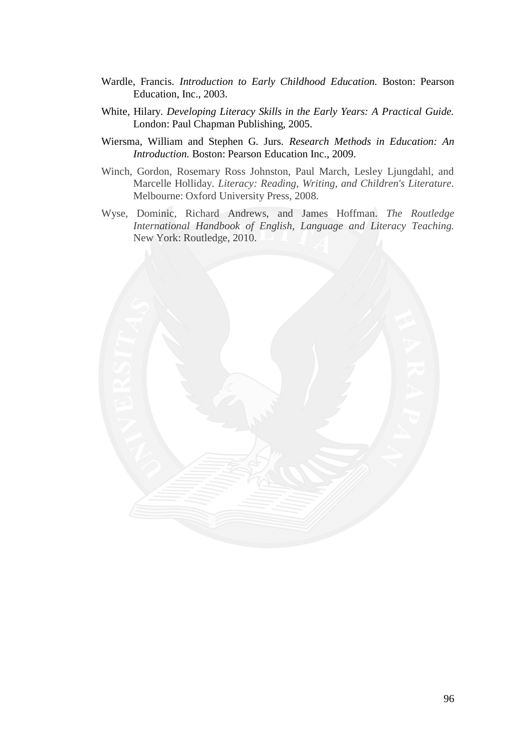Wardle, Francis. *Introduction to Early Childhood Education.* Boston: Pearson Education, Inc., 2003.

White, Hilary. *Developing Literacy Skills in the Early Years: A Practical Guide.* London: Paul Chapman Publishing, 2005.

Wiersma, William and Stephen G. Jurs. *Research Methods in Education: An Introduction.* Boston: Pearson Education Inc., 2009.

Winch, Gordon, Rosemary Ross Johnston, Paul March, Lesley Ljungdahl, and Marcelle Holliday. *Literacy: Reading, Writing, and Children's Literature.* Melbourne: Oxford University Press, 2008.

Wyse, Dominic, Richard Andrews, and James Hoffman. *The Routledge International Handbook of English, Language and Literacy Teaching.* New York: Routledge, 2010.